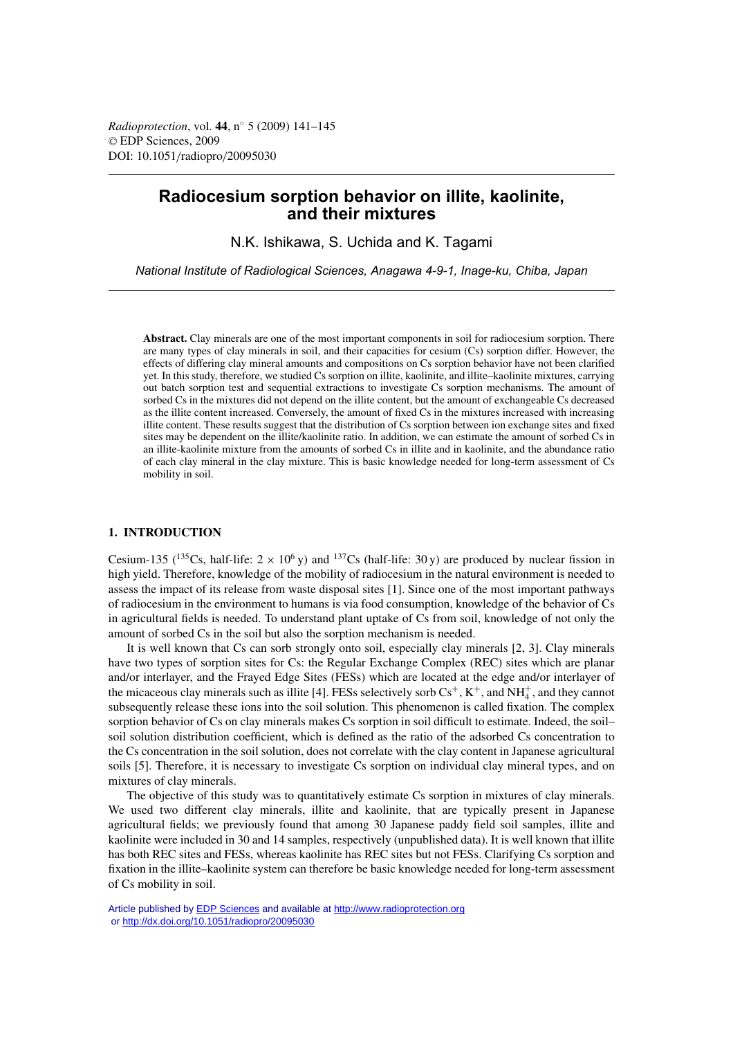# Radiocesium sorption behavior on illite, kaolinite, and their mixtures

N.K. Ishikawa, S. Uchida and K. Tagami

*National Institute of Radiological Sciences, Anagawa 4-9-1, Inage-ku, Chiba, Japan*

**Abstract.** Clay minerals are one of the most important components in soil for radiocesium sorption. There are many types of clay minerals in soil, and their capacities for cesium (Cs) sorption differ. However, the effects of differing clay mineral amounts and compositions on Cs sorption behavior have not been clarified yet. In this study, therefore, we studied Cs sorption on illite, kaolinite, and illite–kaolinite mixtures, carrying out batch sorption test and sequential extractions to investigate Cs sorption mechanisms. The amount of sorbed Cs in the mixtures did not depend on the illite content, but the amount of exchangeable Cs decreased as the illite content increased. Conversely, the amount of fixed Cs in the mixtures increased with increasing illite content. These results suggest that the distribution of Cs sorption between ion exchange sites and fixed sites may be dependent on the illite/kaolinite ratio. In addition, we can estimate the amount of sorbed Cs in an illite-kaolinite mixture from the amounts of sorbed Cs in illite and in kaolinite, and the abundance ratio of each clay mineral in the clay mixture. This is basic knowledge needed for long-term assessment of Cs mobility in soil.

## 1. INTRODUCTION

Cesium-135 ($^{135}$Cs, half-life: $2 \times 10^6$ y) and $^{137}$Cs (half-life: 30 y) are produced by nuclear fission in high yield. Therefore, knowledge of the mobility of radiocesium in the natural environment is needed to assess the impact of its release from waste disposal sites [1]. Since one of the most important pathways of radiocesium in the environment to humans is via food consumption, knowledge of the behavior of Cs in agricultural fields is needed. To understand plant uptake of Cs from soil, knowledge of not only the amount of sorbed Cs in the soil but also the sorption mechanism is needed.

It is well known that Cs can sorb strongly onto soil, especially clay minerals [2, 3]. Clay minerals have two types of sorption sites for Cs: the Regular Exchange Complex (REC) sites which are planar and/or interlayer, and the Frayed Edge Sites (FESs) which are located at the edge and/or interlayer of the micaceous clay minerals such as illite [4]. FESs selectively sorb $Cs^+$, $K^+$, and $NH_4^+$, and they cannot subsequently release these ions into the soil solution. This phenomenon is called fixation. The complex sorption behavior of Cs on clay minerals makes Cs sorption in soil difficult to estimate. Indeed, the soil–soil solution distribution coefficient, which is defined as the ratio of the adsorbed Cs concentration to the Cs concentration in the soil solution, does not correlate with the clay content in Japanese agricultural soils [5]. Therefore, it is necessary to investigate Cs sorption on individual clay mineral types, and on mixtures of clay minerals.

The objective of this study was to quantitatively estimate Cs sorption in mixtures of clay minerals. We used two different clay minerals, illite and kaolinite, that are typically present in Japanese agricultural fields; we previously found that among 30 Japanese paddy field soil samples, illite and kaolinite were included in 30 and 14 samples, respectively (unpublished data). It is well known that illite has both REC sites and FESs, whereas kaolinite has REC sites but not FESs. Clarifying Cs sorption and fixation in the illite–kaolinite system can therefore be basic knowledge needed for long-term assessment of Cs mobility in soil.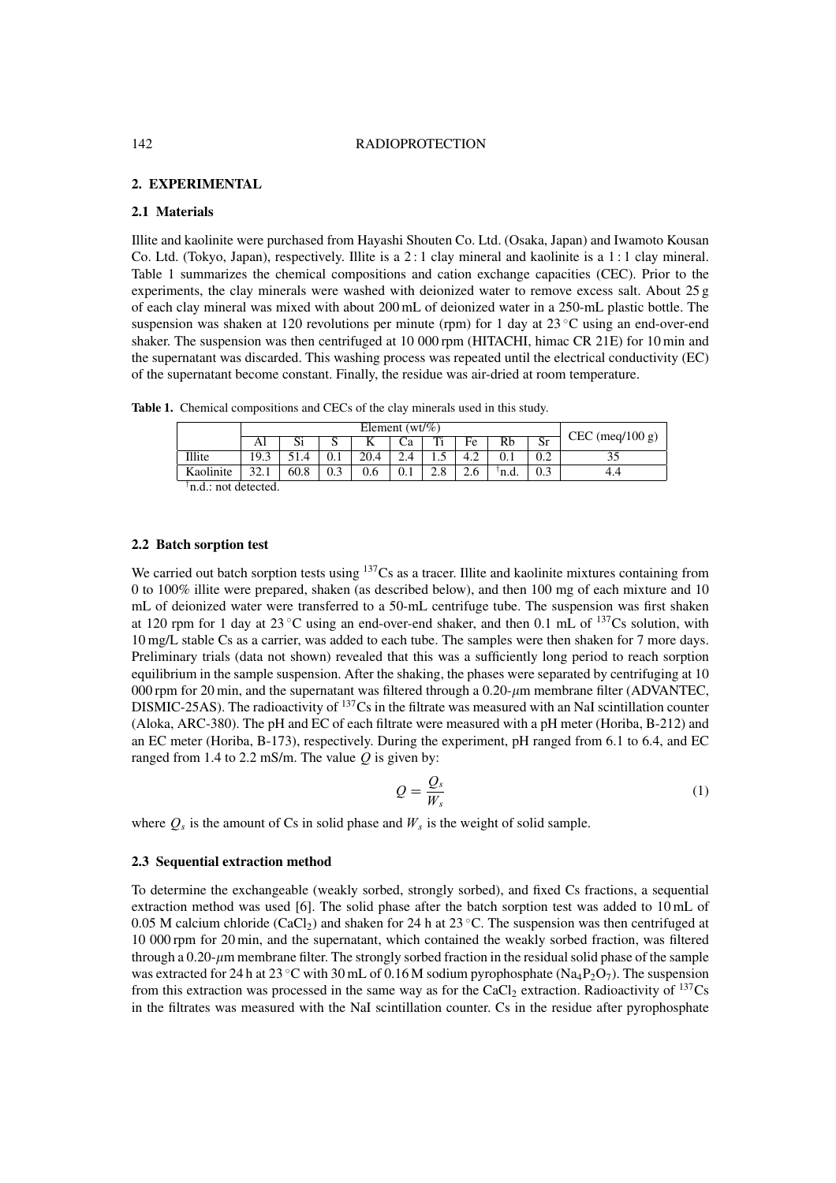## 2. EXPERIMENTAL

### 2.1 Materials

Illite and kaolinite were purchased from Hayashi Shouten Co. Ltd. (Osaka, Japan) and Iwamoto Kousan Co. Ltd. (Tokyo, Japan), respectively. Illite is a 2 : 1 clay mineral and kaolinite is a 1 : 1 clay mineral. Table 1 summarizes the chemical compositions and cation exchange capacities (CEC). Prior to the experiments, the clay minerals were washed with deionized water to remove excess salt. About 25 g of each clay mineral was mixed with about 200 mL of deionized water in a 250-mL plastic bottle. The suspension was shaken at 120 revolutions per minute (rpm) for 1 day at 23 °C using an end-over-end shaker. The suspension was then centrifuged at 10 000 rpm (HITACHI, himac CR 21E) for 10 min and the supernatant was discarded. This washing process was repeated until the electrical conductivity (EC) of the supernatant become constant. Finally, the residue was air-dried at room temperature.

**Table 1.** Chemical compositions and CECs of the clay minerals used in this study.

| | Element (wt/%) | | | | | | | | | CEC (meq/100 g) |
|---|---|---|---|---|---|---|---|---|---|---|
| | Al | Si | S | K | Ca | Ti | Fe | Rb | Sr | |
| Illite | 19.3 | 51.4 | 0.1 | 20.4 | 2.4 | 1.5 | 4.2 | 0.1 | 0.2 | 35 |
| Kaolinite | 32.1 | 60.8 | 0.3 | 0.6 | 0.1 | 2.8 | 2.6 | †n.d. | 0.3 | 4.4 |

†n.d.: not detected.

### 2.2 Batch sorption test

We carried out batch sorption tests using $^{137}$Cs as a tracer. Illite and kaolinite mixtures containing from 0 to 100% illite were prepared, shaken (as described below), and then 100 mg of each mixture and 10 mL of deionized water were transferred to a 50-mL centrifuge tube. The suspension was first shaken at 120 rpm for 1 day at 23 °C using an end-over-end shaker, and then 0.1 mL of $^{137}$Cs solution, with 10 mg/L stable Cs as a carrier, was added to each tube. The samples were then shaken for 7 more days. Preliminary trials (data not shown) revealed that this was a sufficiently long period to reach sorption equilibrium in the sample suspension. After the shaking, the phases were separated by centrifuging at 10 000 rpm for 20 min, and the supernatant was filtered through a 0.20-$\mu$m membrane filter (ADVANTEC, DISMIC-25AS). The radioactivity of $^{137}$Cs in the filtrate was measured with an NaI scintillation counter (Aloka, ARC-380). The pH and EC of each filtrate were measured with a pH meter (Horiba, B-212) and an EC meter (Horiba, B-173), respectively. During the experiment, pH ranged from 6.1 to 6.4, and EC ranged from 1.4 to 2.2 mS/m. The value $Q$ is given by:

$$Q = \frac{Q_s}{W_s} \tag{1}$$

where $Q_s$ is the amount of Cs in solid phase and $W_s$ is the weight of solid sample.

### 2.3 Sequential extraction method

To determine the exchangeable (weakly sorbed, strongly sorbed), and fixed Cs fractions, a sequential extraction method was used [6]. The solid phase after the batch sorption test was added to 10 mL of 0.05 M calcium chloride ($CaCl_2$) and shaken for 24 h at 23 °C. The suspension was then centrifuged at 10 000 rpm for 20 min, and the supernatant, which contained the weakly sorbed fraction, was filtered through a 0.20-$\mu$m membrane filter. The strongly sorbed fraction in the residual solid phase of the sample was extracted for 24 h at 23 °C with 30 mL of 0.16 M sodium pyrophosphate ($Na_4P_2O_7$). The suspension from this extraction was processed in the same way as for the $CaCl_2$ extraction. Radioactivity of $^{137}$Cs in the filtrates was measured with the NaI scintillation counter. Cs in the residue after pyrophosphate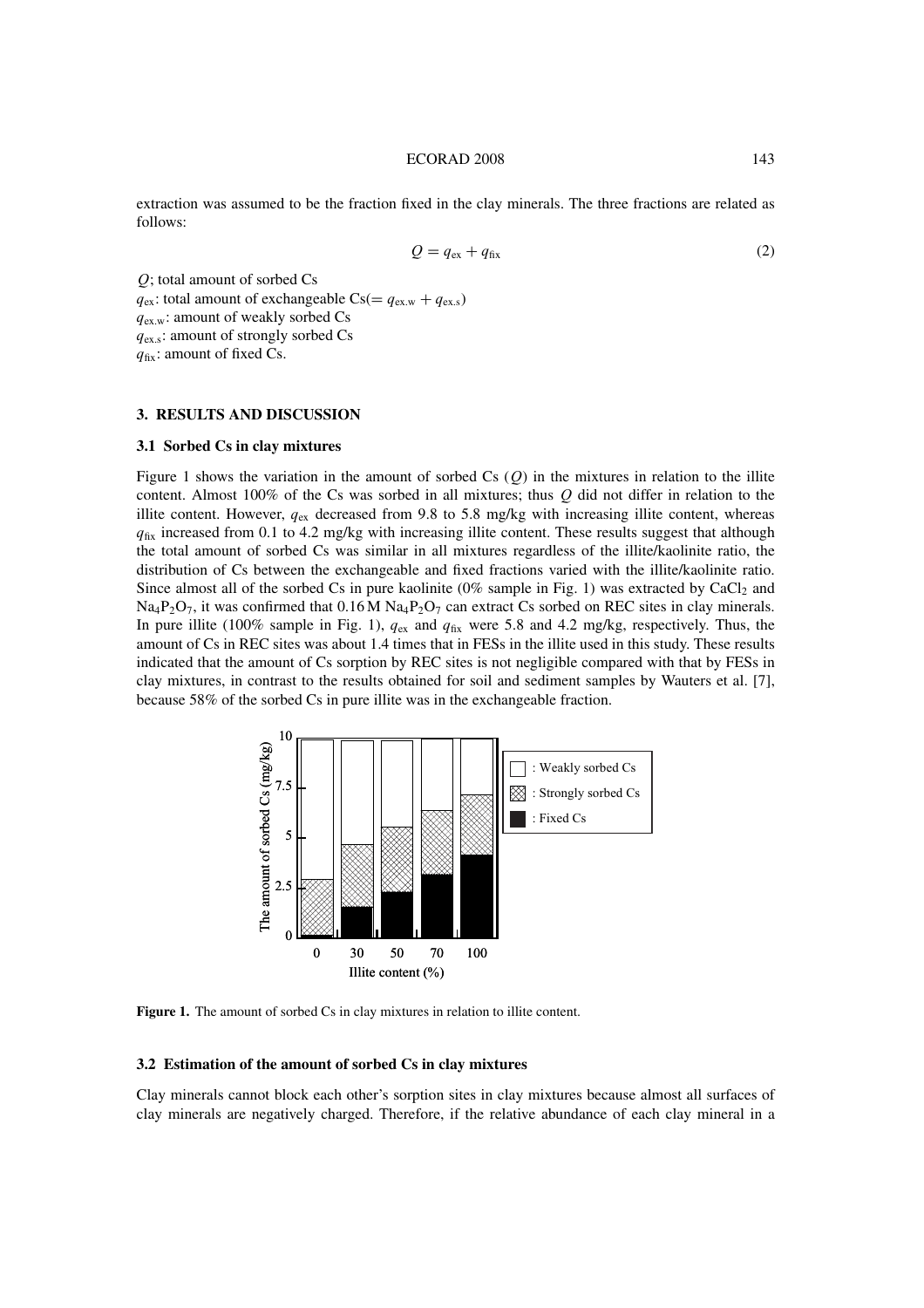extraction was assumed to be the fraction fixed in the clay minerals. The three fractions are related as follows:

$$Q = q_{ex} + q_{fix} \tag{2}$$

$Q$; total amount of sorbed Cs
$q_{ex}$: total amount of exchangeable Cs($= q_{ex.w} + q_{ex.s}$)
$q_{ex.w}$: amount of weakly sorbed Cs
$q_{ex.s}$: amount of strongly sorbed Cs
$q_{fix}$: amount of fixed Cs.

## 3. RESULTS AND DISCUSSION

### 3.1 Sorbed Cs in clay mixtures

Figure 1 shows the variation in the amount of sorbed Cs ($Q$) in the mixtures in relation to the illite content. Almost 100% of the Cs was sorbed in all mixtures; thus $Q$ did not differ in relation to the illite content. However, $q_{ex}$ decreased from 9.8 to 5.8 mg/kg with increasing illite content, whereas $q_{fix}$ increased from 0.1 to 4.2 mg/kg with increasing illite content. These results suggest that although the total amount of sorbed Cs was similar in all mixtures regardless of the illite/kaolinite ratio, the distribution of Cs between the exchangeable and fixed fractions varied with the illite/kaolinite ratio. Since almost all of the sorbed Cs in pure kaolinite (0% sample in Fig. 1) was extracted by $CaCl_2$ and $Na_4P_2O_7$, it was confirmed that 0.16 M $Na_4P_2O_7$ can extract Cs sorbed on REC sites in clay minerals. In pure illite (100% sample in Fig. 1), $q_{ex}$ and $q_{fix}$ were 5.8 and 4.2 mg/kg, respectively. Thus, the amount of Cs in REC sites was about 1.4 times that in FESs in the illite used in this study. These results indicated that the amount of Cs sorption by REC sites is not negligible compared with that by FESs in clay mixtures, in contrast to the results obtained for soil and sediment samples by Wauters et al. [7], because 58% of the sorbed Cs in pure illite was in the exchangeable fraction.

**Figure 1.** The amount of sorbed Cs in clay mixtures in relation to illite content.

### 3.2 Estimation of the amount of sorbed Cs in clay mixtures

Clay minerals cannot block each other's sorption sites in clay mixtures because almost all surfaces of clay minerals are negatively charged. Therefore, if the relative abundance of each clay mineral in a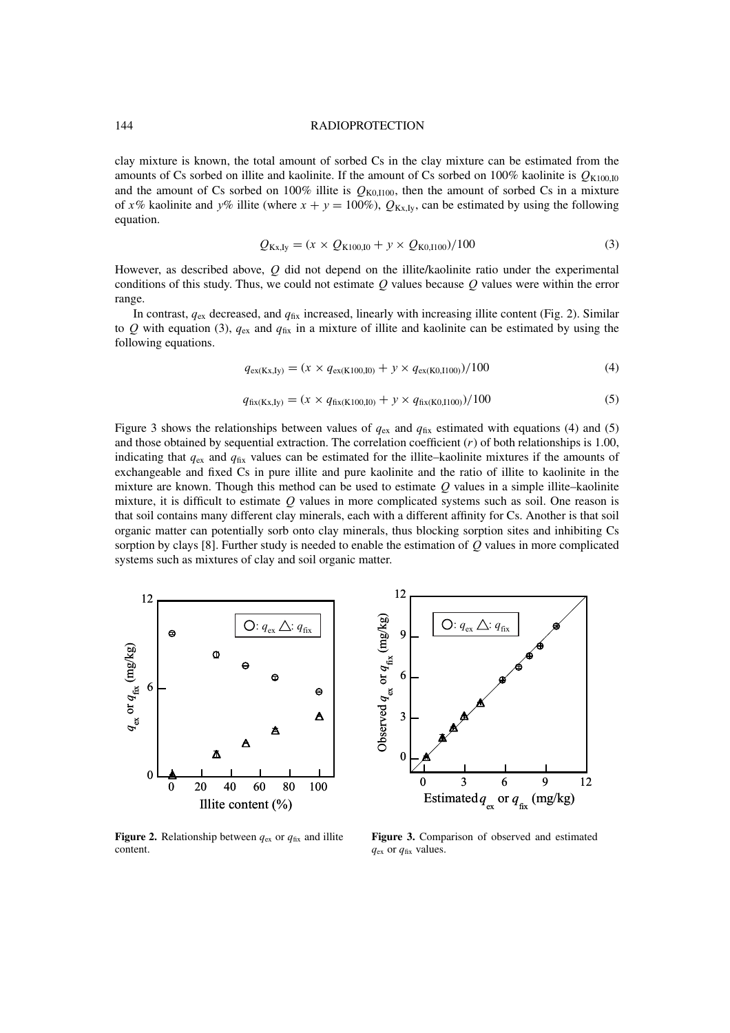clay mixture is known, the total amount of sorbed Cs in the clay mixture can be estimated from the amounts of Cs sorbed on illite and kaolinite. If the amount of Cs sorbed on 100% kaolinite is $Q_{K100,I0}$ and the amount of Cs sorbed on 100% illite is $Q_{K0,I100}$, then the amount of sorbed Cs in a mixture of $x$% kaolinite and $y$% illite (where $x + y = 100\%$), $Q_{Kx,Iy}$, can be estimated by using the following equation.

$$Q_{Kx,Iy} = (x \times Q_{K100,I0} + y \times Q_{K0,I100})/100 \tag{3}$$

However, as described above, $Q$ did not depend on the illite/kaolinite ratio under the experimental conditions of this study. Thus, we could not estimate $Q$ values because $Q$ values were within the error range.

In contrast, $q_{ex}$ decreased, and $q_{fix}$ increased, linearly with increasing illite content (Fig. 2). Similar to $Q$ with equation (3), $q_{ex}$ and $q_{fix}$ in a mixture of illite and kaolinite can be estimated by using the following equations.

$$q_{ex(Kx,Iy)} = (x \times q_{ex(K100,I0)} + y \times q_{ex(K0,I100)})/100 \tag{4}$$

$$q_{fix(Kx,Iy)} = (x \times q_{fix(K100,I0)} + y \times q_{fix(K0,I100)})/100 \tag{5}$$

Figure 3 shows the relationships between values of $q_{ex}$ and $q_{fix}$ estimated with equations (4) and (5) and those obtained by sequential extraction. The correlation coefficient ($r$) of both relationships is 1.00, indicating that $q_{ex}$ and $q_{fix}$ values can be estimated for the illite–kaolinite mixtures if the amounts of exchangeable and fixed Cs in pure illite and pure kaolinite and the ratio of illite to kaolinite in the mixture are known. Though this method can be used to estimate $Q$ values in a simple illite–kaolinite mixture, it is difficult to estimate $Q$ values in more complicated systems such as soil. One reason is that soil contains many different clay minerals, each with a different affinity for Cs. Another is that soil organic matter can potentially sorb onto clay minerals, thus blocking sorption sites and inhibiting Cs sorption by clays [8]. Further study is needed to enable the estimation of $Q$ values in more complicated systems such as mixtures of clay and soil organic matter.

**Figure 2.** Relationship between $q_{ex}$ or $q_{fix}$ and illite content.

**Figure 3.** Comparison of observed and estimated $q_{ex}$ or $q_{fix}$ values.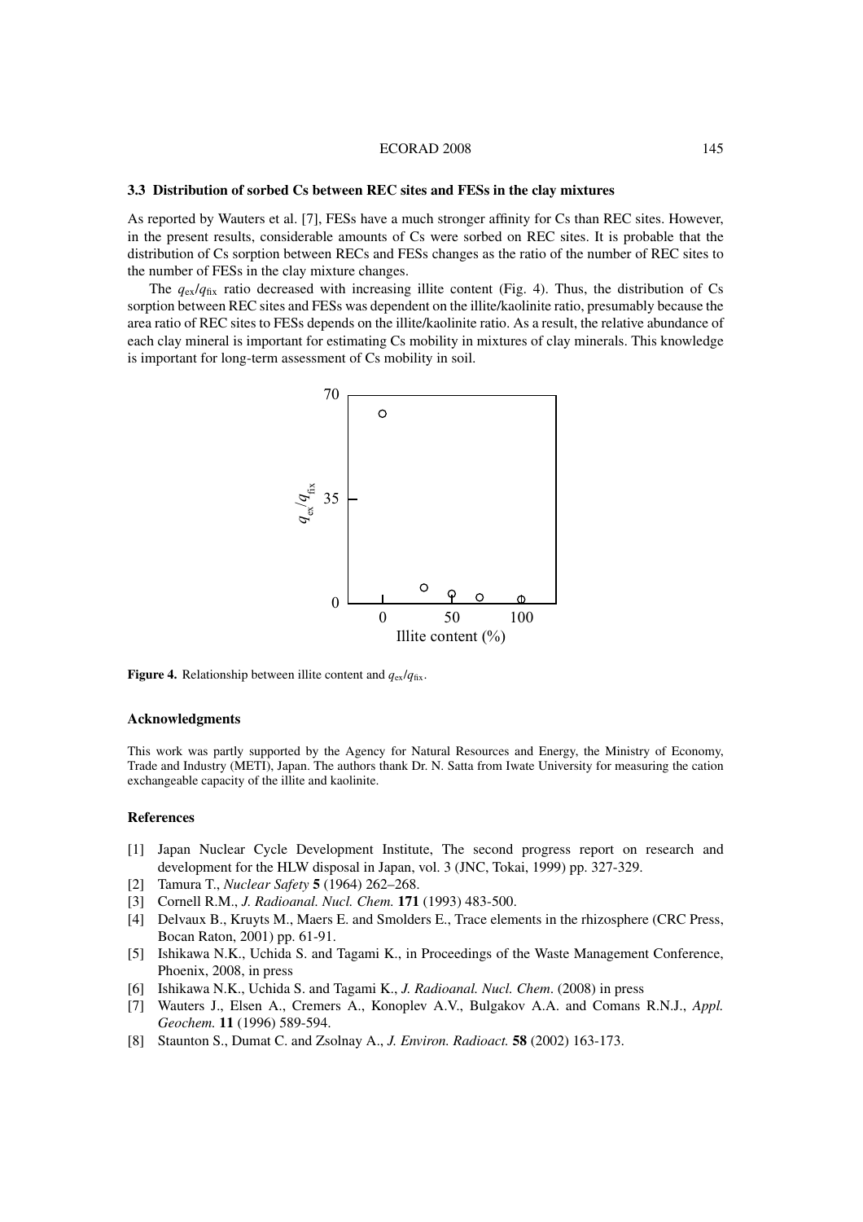### 3.3 Distribution of sorbed Cs between REC sites and FESs in the clay mixtures

As reported by Wauters et al. [7], FESs have a much stronger affinity for Cs than REC sites. However, in the present results, considerable amounts of Cs were sorbed on REC sites. It is probable that the distribution of Cs sorption between RECs and FESs changes as the ratio of the number of REC sites to the number of FESs in the clay mixture changes.

The $q_{ex}/q_{fix}$ ratio decreased with increasing illite content (Fig. 4). Thus, the distribution of Cs sorption between REC sites and FESs was dependent on the illite/kaolinite ratio, presumably because the area ratio of REC sites to FESs depends on the illite/kaolinite ratio. As a result, the relative abundance of each clay mineral is important for estimating Cs mobility in mixtures of clay minerals. This knowledge is important for long-term assessment of Cs mobility in soil.

**Figure 4.** Relationship between illite content and $q_{ex}/q_{fix}$.

#### Acknowledgments

This work was partly supported by the Agency for Natural Resources and Energy, the Ministry of Economy, Trade and Industry (METI), Japan. The authors thank Dr. N. Satta from Iwate University for measuring the cation exchangeable capacity of the illite and kaolinite.

#### References

[1] Japan Nuclear Cycle Development Institute, The second progress report on research and development for the HLW disposal in Japan, vol. 3 (JNC, Tokai, 1999) pp. 327-329.

[2] Tamura T., *Nuclear Safety* **5** (1964) 262–268.

[3] Cornell R.M., *J. Radioanal. Nucl. Chem.* **171** (1993) 483-500.

[4] Delvaux B., Kruyts M., Maers E. and Smolders E., Trace elements in the rhizosphere (CRC Press, Bocan Raton, 2001) pp. 61-91.

[5] Ishikawa N.K., Uchida S. and Tagami K., in Proceedings of the Waste Management Conference, Phoenix, 2008, in press

[6] Ishikawa N.K., Uchida S. and Tagami K., *J. Radioanal. Nucl. Chem*. (2008) in press

[7] Wauters J., Elsen A., Cremers A., Konoplev A.V., Bulgakov A.A. and Comans R.N.J., *Appl. Geochem.* **11** (1996) 589-594.

[8] Staunton S., Dumat C. and Zsolnay A., *J. Environ. Radioact.* **58** (2002) 163-173.